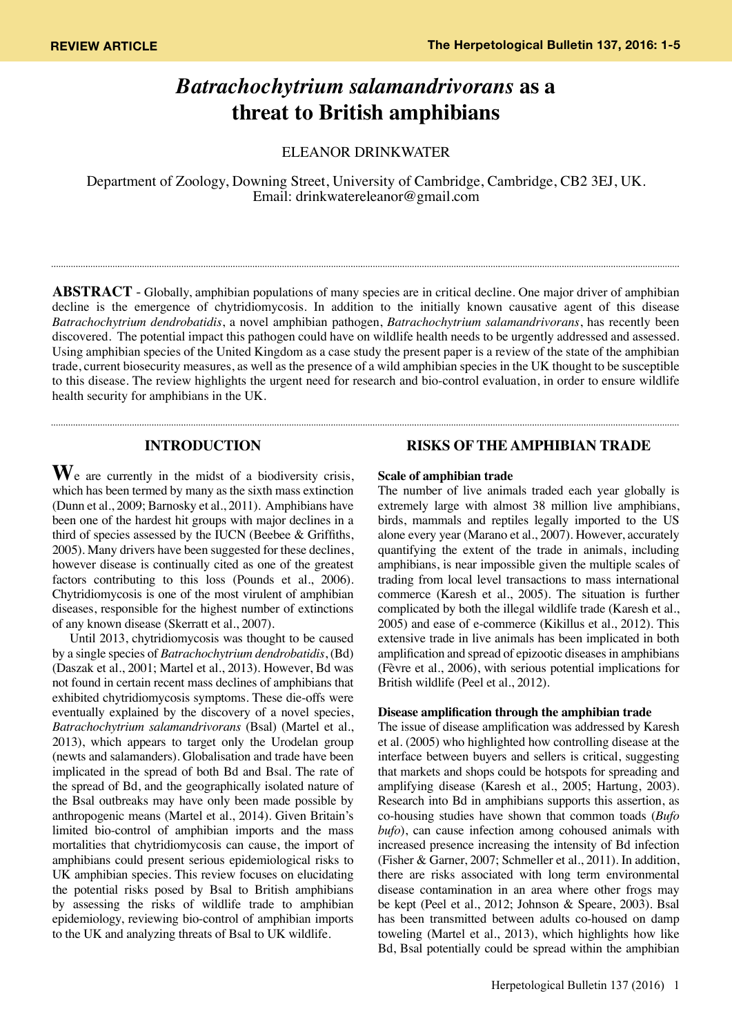REVIEW ARTICLE

# *Batrachochytrium salamandrivorans* as a threat to British amphibians

ELEANOR DRINKWATER

Department of Zoology, Downing Street, University of Cambridge, Cambridge, CB2 3EJ, UK.
Email: drinkwatereleanor@gmail.com

**ABSTRACT** - Globally, amphibian populations of many species are in critical decline. One major driver of amphibian decline is the emergence of chytridiomycosis. In addition to the initially known causative agent of this disease *Batrachochytrium dendrobatidis*, a novel amphibian pathogen, *Batrachochytrium salamandrivorans*, has recently been discovered. The potential impact this pathogen could have on wildlife health needs to be urgently addressed and assessed. Using amphibian species of the United Kingdom as a case study the present paper is a review of the state of the amphibian trade, current biosecurity measures, as well as the presence of a wild amphibian species in the UK thought to be susceptible to this disease. The review highlights the urgent need for research and bio-control evaluation, in order to ensure wildlife health security for amphibians in the UK.

## INTRODUCTION

We are currently in the midst of a biodiversity crisis, which has been termed by many as the sixth mass extinction (Dunn et al., 2009; Barnosky et al., 2011). Amphibians have been one of the hardest hit groups with major declines in a third of species assessed by the IUCN (Beebee & Griffiths, 2005). Many drivers have been suggested for these declines, however disease is continually cited as one of the greatest factors contributing to this loss (Pounds et al., 2006). Chytridiomycosis is one of the most virulent of amphibian diseases, responsible for the highest number of extinctions of any known disease (Skerratt et al., 2007).

Until 2013, chytridiomycosis was thought to be caused by a single species of *Batrachochytrium dendrobatidis*, (Bd) (Daszak et al., 2001; Martel et al., 2013). However, Bd was not found in certain recent mass declines of amphibians that exhibited chytridiomycosis symptoms. These die-offs were eventually explained by the discovery of a novel species, *Batrachochytrium salamandrivorans* (Bsal) (Martel et al., 2013), which appears to target only the Urodelan group (newts and salamanders). Globalisation and trade have been implicated in the spread of both Bd and Bsal. The rate of the spread of Bd, and the geographically isolated nature of the Bsal outbreaks may have only been made possible by anthropogenic means (Martel et al., 2014). Given Britain's limited bio-control of amphibian imports and the mass mortalities that chytridiomycosis can cause, the import of amphibians could present serious epidemiological risks to UK amphibian species. This review focuses on elucidating the potential risks posed by Bsal to British amphibians by assessing the risks of wildlife trade to amphibian epidemiology, reviewing bio-control of amphibian imports to the UK and analyzing threats of Bsal to UK wildlife.

## RISKS OF THE AMPHIBIAN TRADE

### Scale of amphibian trade

The number of live animals traded each year globally is extremely large with almost 38 million live amphibians, birds, mammals and reptiles legally imported to the US alone every year (Marano et al., 2007). However, accurately quantifying the extent of the trade in animals, including amphibians, is near impossible given the multiple scales of trading from local level transactions to mass international commerce (Karesh et al., 2005). The situation is further complicated by both the illegal wildlife trade (Karesh et al., 2005) and ease of e-commerce (Kikillus et al., 2012). This extensive trade in live animals has been implicated in both amplification and spread of epizootic diseases in amphibians (Fèvre et al., 2006), with serious potential implications for British wildlife (Peel et al., 2012).

### Disease amplification through the amphibian trade

The issue of disease amplification was addressed by Karesh et al. (2005) who highlighted how controlling disease at the interface between buyers and sellers is critical, suggesting that markets and shops could be hotspots for spreading and amplifying disease (Karesh et al., 2005; Hartung, 2003). Research into Bd in amphibians supports this assertion, as co-housing studies have shown that common toads (*Bufo bufo*), can cause infection among cohoused animals with increased presence increasing the intensity of Bd infection (Fisher & Garner, 2007; Schmeller et al., 2011). In addition, there are risks associated with long term environmental disease contamination in an area where other frogs may be kept (Peel et al., 2012; Johnson & Speare, 2003). Bsal has been transmitted between adults co-housed on damp toweling (Martel et al., 2013), which highlights how like Bd, Bsal potentially could be spread within the amphibian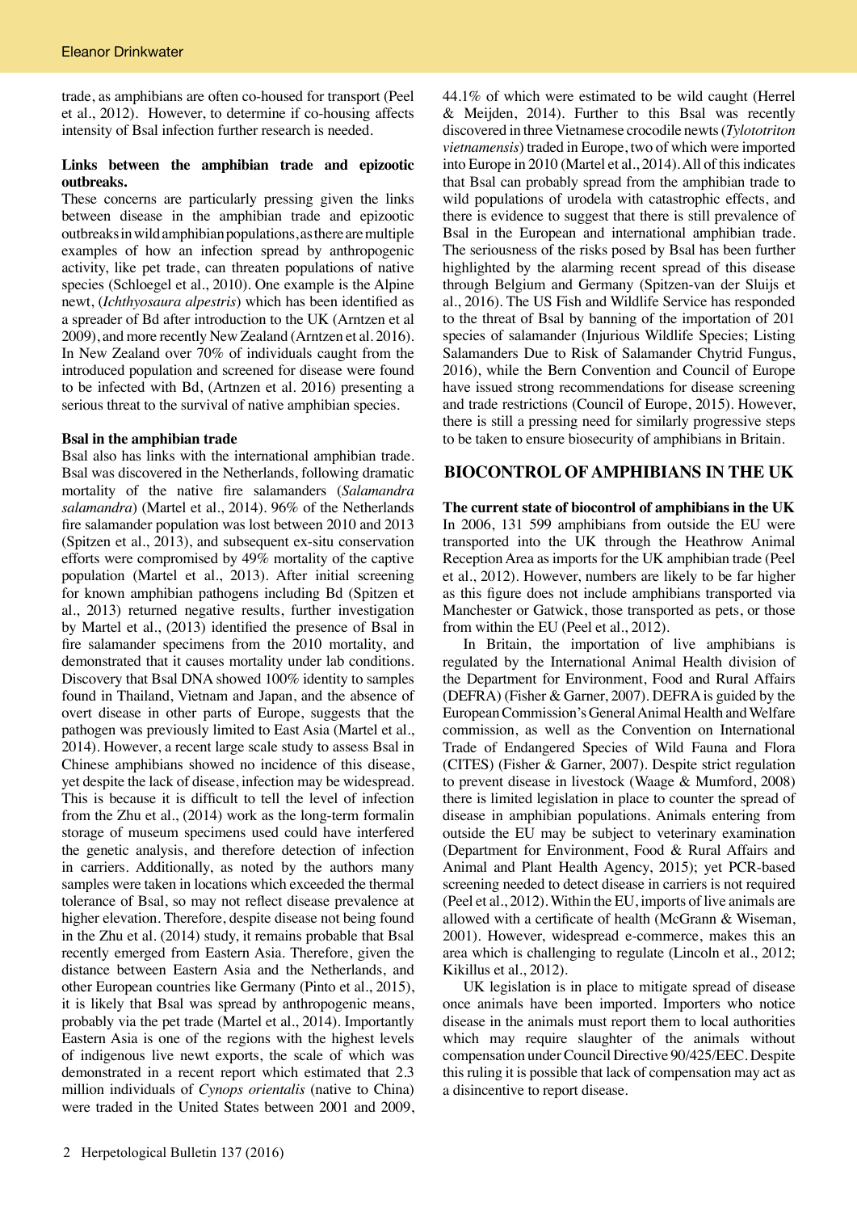trade, as amphibians are often co-housed for transport (Peel et al., 2012). However, to determine if co-housing affects intensity of Bsal infection further research is needed.

### Links between the amphibian trade and epizootic outbreaks.

These concerns are particularly pressing given the links between disease in the amphibian trade and epizootic outbreaks in wild amphibian populations, as there are multiple examples of how an infection spread by anthropogenic activity, like pet trade, can threaten populations of native species (Schloegel et al., 2010). One example is the Alpine newt, (*Ichthyosaura alpestris*) which has been identified as a spreader of Bd after introduction to the UK (Arntzen et al 2009), and more recently New Zealand (Arntzen et al. 2016). In New Zealand over 70% of individuals caught from the introduced population and screened for disease were found to be infected with Bd, (Artnzen et al. 2016) presenting a serious threat to the survival of native amphibian species.

### Bsal in the amphibian trade

Bsal also has links with the international amphibian trade. Bsal was discovered in the Netherlands, following dramatic mortality of the native fire salamanders (*Salamandra salamandra*) (Martel et al., 2014). 96% of the Netherlands fire salamander population was lost between 2010 and 2013 (Spitzen et al., 2013), and subsequent ex-situ conservation efforts were compromised by 49% mortality of the captive population (Martel et al., 2013). After initial screening for known amphibian pathogens including Bd (Spitzen et al., 2013) returned negative results, further investigation by Martel et al., (2013) identified the presence of Bsal in fire salamander specimens from the 2010 mortality, and demonstrated that it causes mortality under lab conditions. Discovery that Bsal DNA showed 100% identity to samples found in Thailand, Vietnam and Japan, and the absence of overt disease in other parts of Europe, suggests that the pathogen was previously limited to East Asia (Martel et al., 2014). However, a recent large scale study to assess Bsal in Chinese amphibians showed no incidence of this disease, yet despite the lack of disease, infection may be widespread. This is because it is difficult to tell the level of infection from the Zhu et al., (2014) work as the long-term formalin storage of museum specimens used could have interfered the genetic analysis, and therefore detection of infection in carriers. Additionally, as noted by the authors many samples were taken in locations which exceeded the thermal tolerance of Bsal, so may not reflect disease prevalence at higher elevation. Therefore, despite disease not being found in the Zhu et al. (2014) study, it remains probable that Bsal recently emerged from Eastern Asia. Therefore, given the distance between Eastern Asia and the Netherlands, and other European countries like Germany (Pinto et al., 2015), it is likely that Bsal was spread by anthropogenic means, probably via the pet trade (Martel et al., 2014). Importantly Eastern Asia is one of the regions with the highest levels of indigenous live newt exports, the scale of which was demonstrated in a recent report which estimated that 2.3 million individuals of *Cynops orientalis* (native to China) were traded in the United States between 2001 and 2009, 44.1% of which were estimated to be wild caught (Herrel & Meijden, 2014). Further to this Bsal was recently discovered in three Vietnamese crocodile newts (*Tylototriton vietnamensis*) traded in Europe, two of which were imported into Europe in 2010 (Martel et al., 2014). All of this indicates that Bsal can probably spread from the amphibian trade to wild populations of urodela with catastrophic effects, and there is evidence to suggest that there is still prevalence of Bsal in the European and international amphibian trade. The seriousness of the risks posed by Bsal has been further highlighted by the alarming recent spread of this disease through Belgium and Germany (Spitzen-van der Sluijs et al., 2016). The US Fish and Wildlife Service has responded to the threat of Bsal by banning of the importation of 201 species of salamander (Injurious Wildlife Species; Listing Salamanders Due to Risk of Salamander Chytrid Fungus, 2016), while the Bern Convention and Council of Europe have issued strong recommendations for disease screening and trade restrictions (Council of Europe, 2015). However, there is still a pressing need for similarly progressive steps to be taken to ensure biosecurity of amphibians in Britain.

## BIOCONTROL OF AMPHIBIANS IN THE UK

### The current state of biocontrol of amphibians in the UK

In 2006, 131 599 amphibians from outside the EU were transported into the UK through the Heathrow Animal Reception Area as imports for the UK amphibian trade (Peel et al., 2012). However, numbers are likely to be far higher as this figure does not include amphibians transported via Manchester or Gatwick, those transported as pets, or those from within the EU (Peel et al., 2012).

In Britain, the importation of live amphibians is regulated by the International Animal Health division of the Department for Environment, Food and Rural Affairs (DEFRA) (Fisher & Garner, 2007). DEFRA is guided by the European Commission's General Animal Health and Welfare commission, as well as the Convention on International Trade of Endangered Species of Wild Fauna and Flora (CITES) (Fisher & Garner, 2007). Despite strict regulation to prevent disease in livestock (Waage & Mumford, 2008) there is limited legislation in place to counter the spread of disease in amphibian populations. Animals entering from outside the EU may be subject to veterinary examination (Department for Environment, Food & Rural Affairs and Animal and Plant Health Agency, 2015); yet PCR-based screening needed to detect disease in carriers is not required (Peel et al., 2012). Within the EU, imports of live animals are allowed with a certificate of health (McGrann & Wiseman, 2001). However, widespread e-commerce, makes this an area which is challenging to regulate (Lincoln et al., 2012; Kikillus et al., 2012).

UK legislation is in place to mitigate spread of disease once animals have been imported. Importers who notice disease in the animals must report them to local authorities which may require slaughter of the animals without compensation under Council Directive 90/425/EEC. Despite this ruling it is possible that lack of compensation may act as a disincentive to report disease.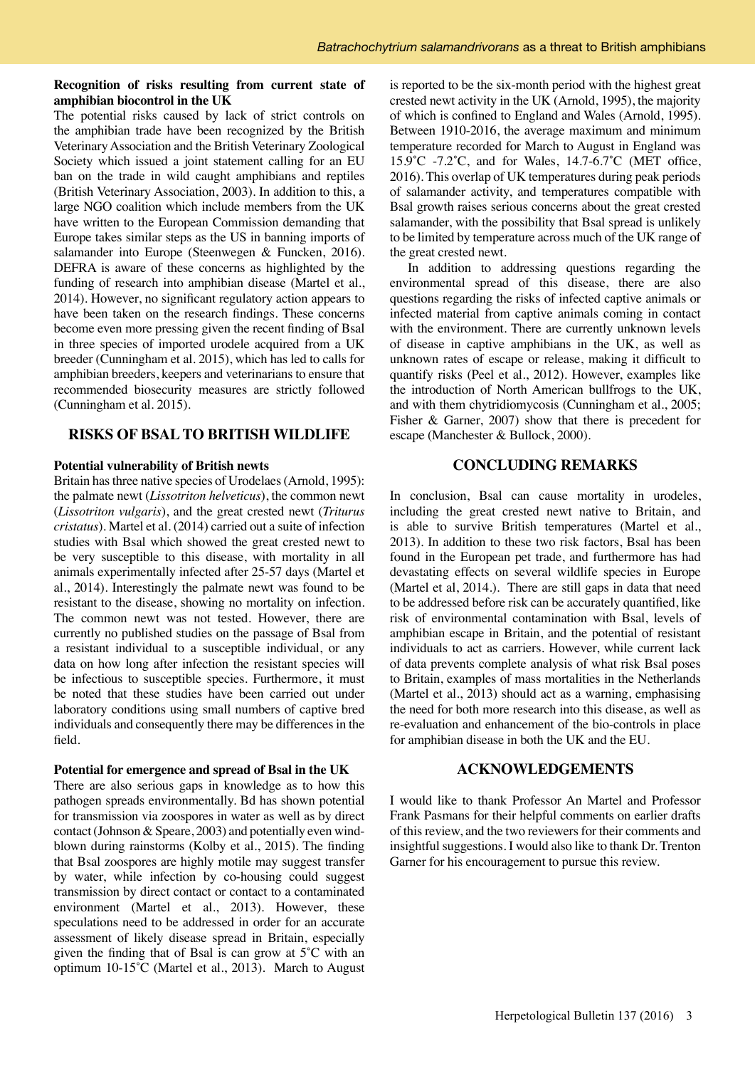**Recognition of risks resulting from current state of amphibian biocontrol in the UK**

The potential risks caused by lack of strict controls on the amphibian trade have been recognized by the British Veterinary Association and the British Veterinary Zoological Society which issued a joint statement calling for an EU ban on the trade in wild caught amphibians and reptiles (British Veterinary Association, 2003). In addition to this, a large NGO coalition which include members from the UK have written to the European Commission demanding that Europe takes similar steps as the US in banning imports of salamander into Europe (Steenwegen & Funcken, 2016). DEFRA is aware of these concerns as highlighted by the funding of research into amphibian disease (Martel et al., 2014). However, no significant regulatory action appears to have been taken on the research findings. These concerns become even more pressing given the recent finding of Bsal in three species of imported urodele acquired from a UK breeder (Cunningham et al. 2015), which has led to calls for amphibian breeders, keepers and veterinarians to ensure that recommended biosecurity measures are strictly followed (Cunningham et al. 2015).

## RISKS OF BSAL TO BRITISH WILDLIFE

**Potential vulnerability of British newts**

Britain has three native species of Urodelaes (Arnold, 1995): the palmate newt (*Lissotriton helveticus*), the common newt (*Lissotriton vulgaris*), and the great crested newt (*Triturus cristatus*). Martel et al. (2014) carried out a suite of infection studies with Bsal which showed the great crested newt to be very susceptible to this disease, with mortality in all animals experimentally infected after 25-57 days (Martel et al., 2014). Interestingly the palmate newt was found to be resistant to the disease, showing no mortality on infection. The common newt was not tested. However, there are currently no published studies on the passage of Bsal from a resistant individual to a susceptible individual, or any data on how long after infection the resistant species will be infectious to susceptible species. Furthermore, it must be noted that these studies have been carried out under laboratory conditions using small numbers of captive bred individuals and consequently there may be differences in the field.

**Potential for emergence and spread of Bsal in the UK**

There are also serious gaps in knowledge as to how this pathogen spreads environmentally. Bd has shown potential for transmission via zoospores in water as well as by direct contact (Johnson & Speare, 2003) and potentially even wind-blown during rainstorms (Kolby et al., 2015). The finding that Bsal zoospores are highly motile may suggest transfer by water, while infection by co-housing could suggest transmission by direct contact or contact to a contaminated environment (Martel et al., 2013). However, these speculations need to be addressed in order for an accurate assessment of likely disease spread in Britain, especially given the finding that of Bsal is can grow at 5˚C with an optimum 10-15˚C (Martel et al., 2013). March to August is reported to be the six-month period with the highest great crested newt activity in the UK (Arnold, 1995), the majority of which is confined to England and Wales (Arnold, 1995). Between 1910-2016, the average maximum and minimum temperature recorded for March to August in England was 15.9˚C -7.2˚C, and for Wales, 14.7-6.7˚C (MET office, 2016). This overlap of UK temperatures during peak periods of salamander activity, and temperatures compatible with Bsal growth raises serious concerns about the great crested salamander, with the possibility that Bsal spread is unlikely to be limited by temperature across much of the UK range of the great crested newt.

In addition to addressing questions regarding the environmental spread of this disease, there are also questions regarding the risks of infected captive animals or infected material from captive animals coming in contact with the environment. There are currently unknown levels of disease in captive amphibians in the UK, as well as unknown rates of escape or release, making it difficult to quantify risks (Peel et al., 2012). However, examples like the introduction of North American bullfrogs to the UK, and with them chytridiomycosis (Cunningham et al., 2005; Fisher & Garner, 2007) show that there is precedent for escape (Manchester & Bullock, 2000).

## CONCLUDING REMARKS

In conclusion, Bsal can cause mortality in urodeles, including the great crested newt native to Britain, and is able to survive British temperatures (Martel et al., 2013). In addition to these two risk factors, Bsal has been found in the European pet trade, and furthermore has had devastating effects on several wildlife species in Europe (Martel et al, 2014.). There are still gaps in data that need to be addressed before risk can be accurately quantified, like risk of environmental contamination with Bsal, levels of amphibian escape in Britain, and the potential of resistant individuals to act as carriers. However, while current lack of data prevents complete analysis of what risk Bsal poses to Britain, examples of mass mortalities in the Netherlands (Martel et al., 2013) should act as a warning, emphasising the need for both more research into this disease, as well as re-evaluation and enhancement of the bio-controls in place for amphibian disease in both the UK and the EU.

## ACKNOWLEDGEMENTS

I would like to thank Professor An Martel and Professor Frank Pasmans for their helpful comments on earlier drafts of this review, and the two reviewers for their comments and insightful suggestions. I would also like to thank Dr. Trenton Garner for his encouragement to pursue this review.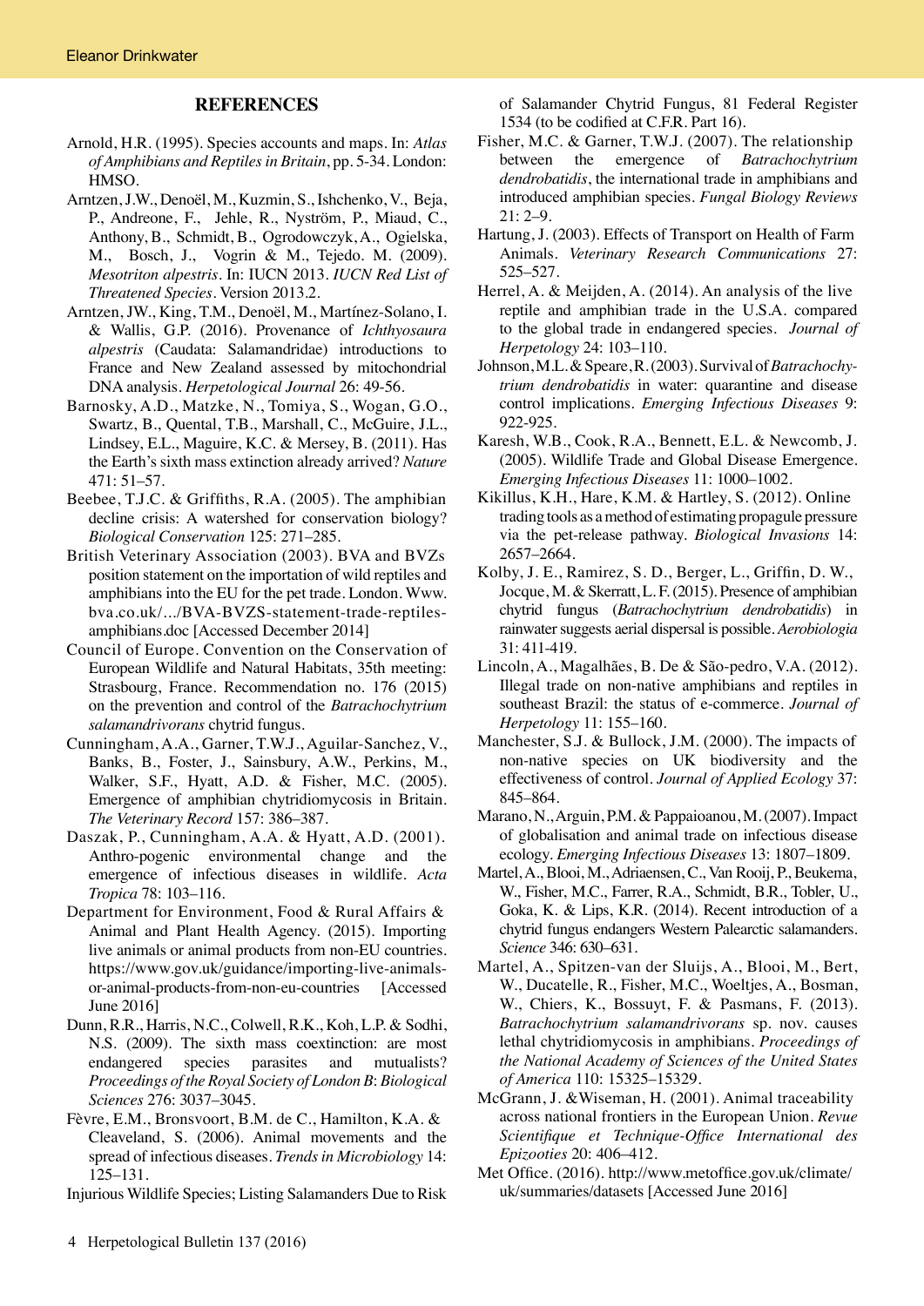## REFERENCES

Arnold, H.R. (1995). Species accounts and maps. In: *Atlas of Amphibians and Reptiles in Britain*, pp. 5-34. London: HMSO.

Arntzen, J.W., Denoël, M., Kuzmin, S., Ishchenko, V., Beja, P., Andreone, F., Jehle, R., Nyström, P., Miaud, C., Anthony, B., Schmidt, B., Ogrodowczyk, A., Ogielska, M., Bosch, J., Vogrin & M., Tejedo. M. (2009). *Mesotriton alpestris*. In: IUCN 2013. *IUCN Red List of Threatened Species*. Version 2013.2.

Arntzen, JW., King, T.M., Denoël, M., Martínez-Solano, I. & Wallis, G.P. (2016). Provenance of *Ichthyosaura alpestris* (Caudata: Salamandridae) introductions to France and New Zealand assessed by mitochondrial DNA analysis. *Herpetological Journal* 26: 49-56.

Barnosky, A.D., Matzke, N., Tomiya, S., Wogan, G.O., Swartz, B., Quental, T.B., Marshall, C., McGuire, J.L., Lindsey, E.L., Maguire, K.C. & Mersey, B. (2011). Has the Earth's sixth mass extinction already arrived? *Nature* 471: 51–57.

Beebee, T.J.C. & Griffiths, R.A. (2005). The amphibian decline crisis: A watershed for conservation biology? *Biological Conservation* 125: 271–285.

British Veterinary Association (2003). BVA and BVZs position statement on the importation of wild reptiles and amphibians into the EU for the pet trade. London. Www. bva.co.uk/.../BVA-BVZS-statement-trade-reptiles-amphibians.doc [Accessed December 2014]

Council of Europe. Convention on the Conservation of European Wildlife and Natural Habitats, 35th meeting: Strasbourg, France. Recommendation no. 176 (2015) on the prevention and control of the *Batrachochytrium salamandrivorans* chytrid fungus.

Cunningham, A.A., Garner, T.W.J., Aguilar-Sanchez, V., Banks, B., Foster, J., Sainsbury, A.W., Perkins, M., Walker, S.F., Hyatt, A.D. & Fisher, M.C. (2005). Emergence of amphibian chytridiomycosis in Britain. *The Veterinary Record* 157: 386–387.

Daszak, P., Cunningham, A.A. & Hyatt, A.D. (2001). Anthro-pogenic environmental change and the emergence of infectious diseases in wildlife. *Acta Tropica* 78: 103–116.

Department for Environment, Food & Rural Affairs & Animal and Plant Health Agency. (2015). Importing live animals or animal products from non-EU countries. https://www.gov.uk/guidance/importing-live-animals-or-animal-products-from-non-eu-countries [Accessed June 2016]

Dunn, R.R., Harris, N.C., Colwell, R.K., Koh, L.P. & Sodhi, N.S. (2009). The sixth mass coextinction: are most endangered species parasites and mutualists? *Proceedings of the Royal Society of London B*: *Biological Sciences* 276: 3037–3045.

Fèvre, E.M., Bronsvoort, B.M. de C., Hamilton, K.A. & Cleaveland, S. (2006). Animal movements and the spread of infectious diseases. *Trends in Microbiology* 14: 125–131.

Injurious Wildlife Species; Listing Salamanders Due to Risk of Salamander Chytrid Fungus, 81 Federal Register 1534 (to be codified at C.F.R. Part 16).

Fisher, M.C. & Garner, T.W.J. (2007). The relationship between the emergence of *Batrachochytrium dendrobatidis*, the international trade in amphibians and introduced amphibian species. *Fungal Biology Reviews* 21: 2–9.

Hartung, J. (2003). Effects of Transport on Health of Farm Animals. *Veterinary Research Communications* 27: 525–527.

Herrel, A. & Meijden, A. (2014). An analysis of the live reptile and amphibian trade in the U.S.A. compared to the global trade in endangered species. *Journal of Herpetology* 24: 103–110.

Johnson, M.L. & Speare, R. (2003). Survival of *Batrachochytrium dendrobatidis* in water: quarantine and disease control implications. *Emerging Infectious Diseases* 9: 922-925.

Karesh, W.B., Cook, R.A., Bennett, E.L. & Newcomb, J. (2005). Wildlife Trade and Global Disease Emergence. *Emerging Infectious Diseases* 11: 1000–1002.

Kikillus, K.H., Hare, K.M. & Hartley, S. (2012). Online trading tools as a method of estimating propagule pressure via the pet-release pathway. *Biological Invasions* 14: 2657–2664.

Kolby, J. E., Ramirez, S. D., Berger, L., Griffin, D. W., Jocque, M. & Skerratt, L. F. (2015). Presence of amphibian chytrid fungus (*Batrachochytrium dendrobatidis*) in rainwater suggests aerial dispersal is possible. *Aerobiologia* 31: 411-419.

Lincoln, A., Magalhães, B. De & São-pedro, V.A. (2012). Illegal trade on non-native amphibians and reptiles in southeast Brazil: the status of e-commerce. *Journal of Herpetology* 11: 155–160.

Manchester, S.J. & Bullock, J.M. (2000). The impacts of non-native species on UK biodiversity and the effectiveness of control. *Journal of Applied Ecology* 37: 845–864.

Marano, N., Arguin, P.M. & Pappaioanou, M. (2007). Impact of globalisation and animal trade on infectious disease ecology. *Emerging Infectious Diseases* 13: 1807–1809.

Martel, A., Blooi, M., Adriaensen, C., Van Rooij, P., Beukema, W., Fisher, M.C., Farrer, R.A., Schmidt, B.R., Tobler, U., Goka, K. & Lips, K.R. (2014). Recent introduction of a chytrid fungus endangers Western Palearctic salamanders. *Science* 346: 630–631.

Martel, A., Spitzen-van der Sluijs, A., Blooi, M., Bert, W., Ducatelle, R., Fisher, M.C., Woeltjes, A., Bosman, W., Chiers, K., Bossuyt, F. & Pasmans, F. (2013). *Batrachochytrium salamandrivorans* sp. nov. causes lethal chytridiomycosis in amphibians. *Proceedings of the National Academy of Sciences of the United States of America* 110: 15325–15329.

McGrann, J. &Wiseman, H. (2001). Animal traceability across national frontiers in the European Union. *Revue Scientifique et Technique-Office International des Epizooties* 20: 406–412.

Met Office. (2016). http://www.metoffice.gov.uk/climate/uk/summaries/datasets [Accessed June 2016]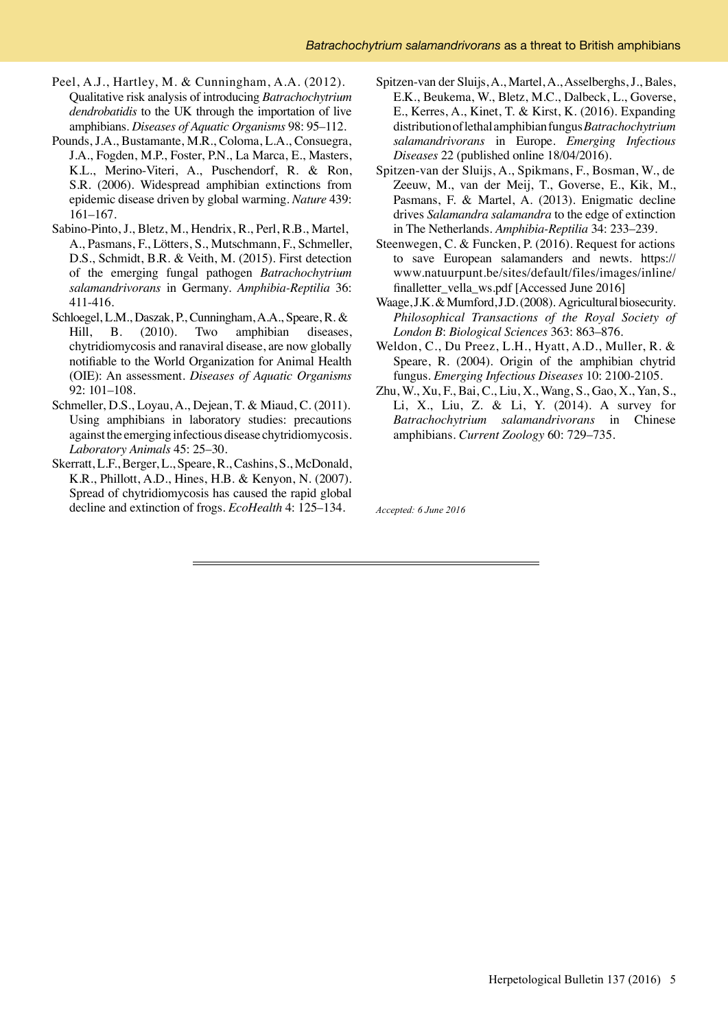Peel, A.J., Hartley, M. & Cunningham, A.A. (2012). Qualitative risk analysis of introducing *Batrachochytrium dendrobatidis* to the UK through the importation of live amphibians. *Diseases of Aquatic Organisms* 98: 95–112.

Pounds, J.A., Bustamante, M.R., Coloma, L.A., Consuegra, J.A., Fogden, M.P., Foster, P.N., La Marca, E., Masters, K.L., Merino-Viteri, A., Puschendorf, R. & Ron, S.R. (2006). Widespread amphibian extinctions from epidemic disease driven by global warming. *Nature* 439: 161–167.

Sabino-Pinto, J., Bletz, M., Hendrix, R., Perl, R.B., Martel, A., Pasmans, F., Lötters, S., Mutschmann, F., Schmeller, D.S., Schmidt, B.R. & Veith, M. (2015). First detection of the emerging fungal pathogen *Batrachochytrium salamandrivorans* in Germany. *Amphibia-Reptilia* 36: 411-416.

Schloegel, L.M., Daszak, P., Cunningham, A.A., Speare, R. & Hill, B. (2010). Two amphibian diseases, chytridiomycosis and ranaviral disease, are now globally notifiable to the World Organization for Animal Health (OIE): An assessment. *Diseases of Aquatic Organisms* 92: 101–108.

Schmeller, D.S., Loyau, A., Dejean, T. & Miaud, C. (2011). Using amphibians in laboratory studies: precautions against the emerging infectious disease chytridiomycosis. *Laboratory Animals* 45: 25–30.

Skerratt, L.F., Berger, L., Speare, R., Cashins, S., McDonald, K.R., Phillott, A.D., Hines, H.B. & Kenyon, N. (2007). Spread of chytridiomycosis has caused the rapid global decline and extinction of frogs. *EcoHealth* 4: 125–134.

Spitzen-van der Sluijs, A., Martel, A., Asselberghs, J., Bales, E.K., Beukema, W., Bletz, M.C., Dalbeck, L., Goverse, E., Kerres, A., Kinet, T. & Kirst, K. (2016). Expanding distribution of lethal amphibian fungus *Batrachochytrium salamandrivorans* in Europe. *Emerging Infectious Diseases* 22 (published online 18/04/2016).

Spitzen-van der Sluijs, A., Spikmans, F., Bosman, W., de Zeeuw, M., van der Meij, T., Goverse, E., Kik, M., Pasmans, F. & Martel, A. (2013). Enigmatic decline drives *Salamandra salamandra* to the edge of extinction in The Netherlands. *Amphibia-Reptilia* 34: 233–239.

Steenwegen, C. & Funcken, P. (2016). Request for actions to save European salamanders and newts. https://www.natuurpunt.be/sites/default/files/images/inline/finalletter_vella_ws.pdf [Accessed June 2016]

Waage, J.K. & Mumford, J.D. (2008). Agricultural biosecurity. *Philosophical Transactions of the Royal Society of London B*: *Biological Sciences* 363: 863–876.

Weldon, C., Du Preez, L.H., Hyatt, A.D., Muller, R. & Speare, R. (2004). Origin of the amphibian chytrid fungus. *Emerging Infectious Diseases* 10: 2100-2105.

Zhu, W., Xu, F., Bai, C., Liu, X., Wang, S., Gao, X., Yan, S., Li, X., Liu, Z. & Li, Y. (2014). A survey for *Batrachochytrium salamandrivorans* in Chinese amphibians. *Current Zoology* 60: 729–735.

*Accepted: 6 June 2016*